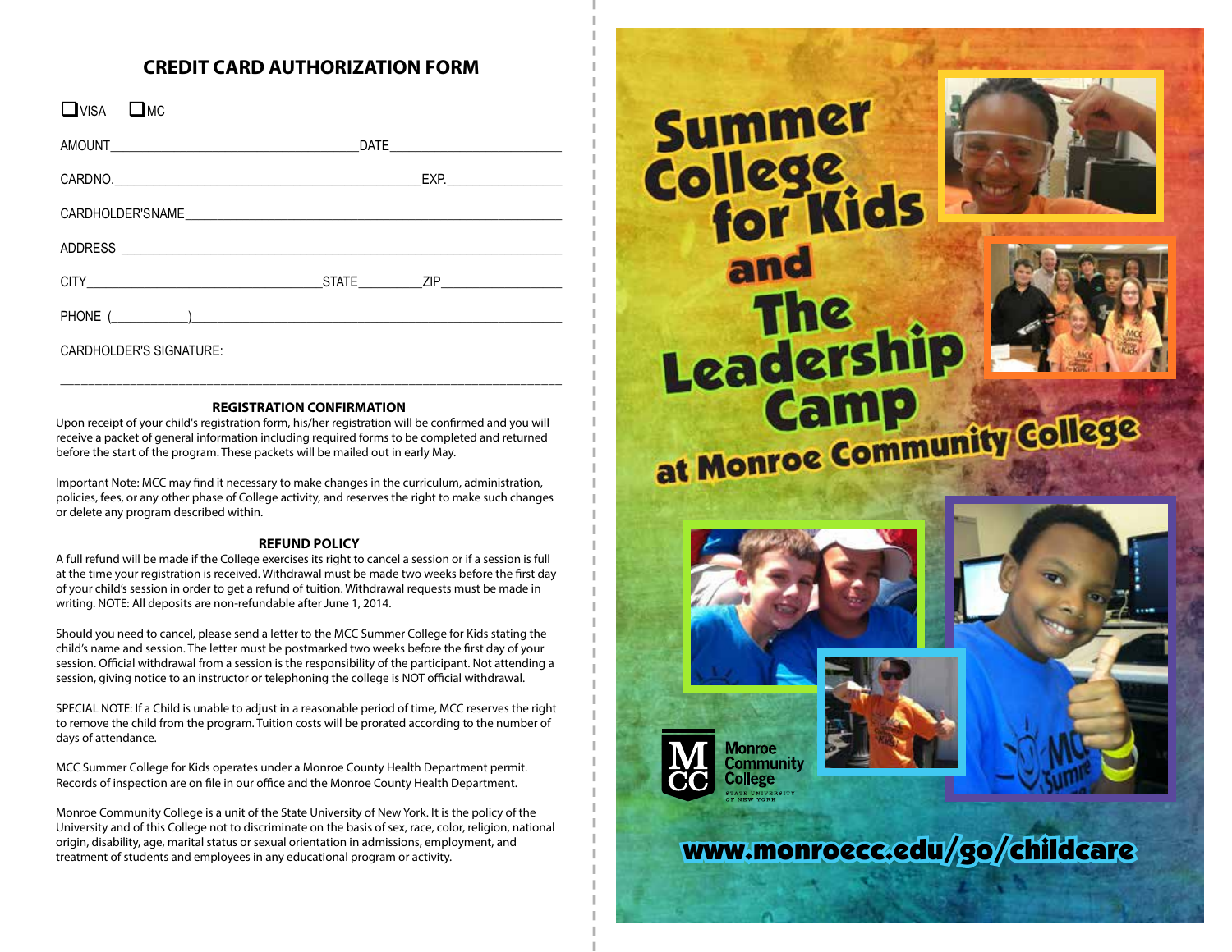## CREDIT CARD AUTHORIZATION FORM

❑ VISA ❑ MC

AMOUNT_________________________________ DATE_______________________

CARD NO._________________________________________ EXP._______________

CARDHOLDER'S NAME_______________________________________________

ADDRESS _______________________________________________________

CITY________________________________ STATE_________ ZIP_______________

PHONE (__________)_____________________________________________

CARDHOLDER'S SIGNATURE:

_______________________________________________________________

### REGISTRATION CONFIRMATION

Upon receipt of your child's registration form, his/her registration will be confirmed and you will receive a packet of general information including required forms to be completed and returned before the start of the program. These packets will be mailed out in early May.

Important Note: MCC may find it necessary to make changes in the curriculum, administration, policies, fees, or any other phase of College activity, and reserves the right to make such changes or delete any program described within.

### REFUND POLICY

A full refund will be made if the College exercises its right to cancel a session or if a session is full at the time your registration is received. Withdrawal must be made two weeks before the first day of your child's session in order to get a refund of tuition. Withdrawal requests must be made in writing. NOTE: All deposits are non-refundable after June 1, 2014.

Should you need to cancel, please send a letter to the MCC Summer College for Kids stating the child's name and session. The letter must be postmarked two weeks before the first day of your session. Official withdrawal from a session is the responsibility of the participant. Not attending a session, giving notice to an instructor or telephoning the college is NOT official withdrawal.

SPECIAL NOTE: If a Child is unable to adjust in a reasonable period of time, MCC reserves the right to remove the child from the program. Tuition costs will be prorated according to the number of days of attendance.

MCC Summer College for Kids operates under a Monroe County Health Department permit. Records of inspection are on file in our office and the Monroe County Health Department.

Monroe Community College is a unit of the State University of New York. It is the policy of the University and of this College not to discriminate on the basis of sex, race, color, religion, national origin, disability, age, marital status or sexual orientation in admissions, employment, and treatment of students and employees in any educational program or activity.

# Summer College for Kids and The Leadership Camp at Monroe Community College

Monroe Community College
STATE UNIVERSITY OF NEW YORK

www.monroecc.edu/go/childcare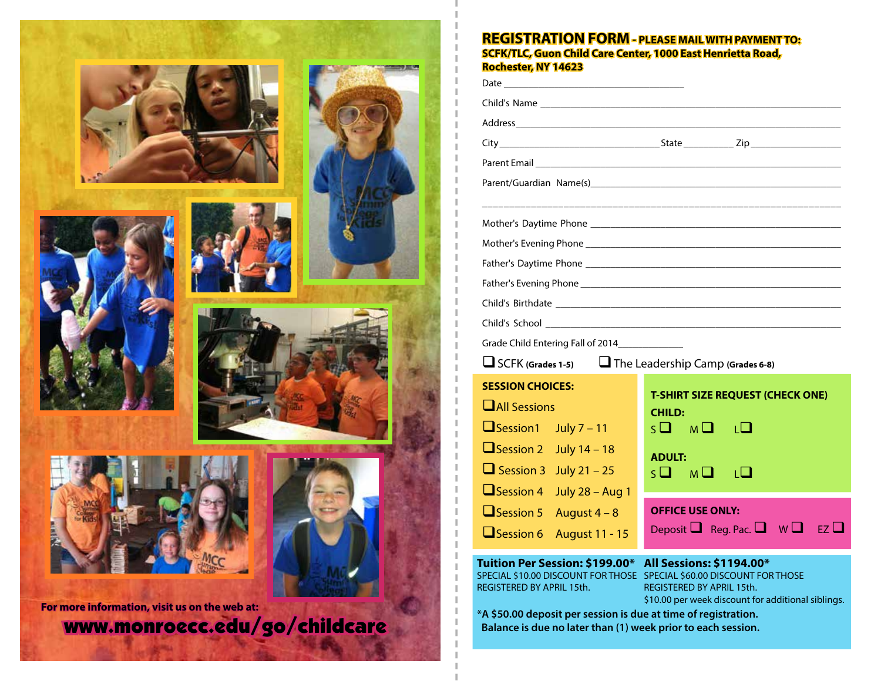For more information, visit us on the web at:

**www.monroecc.edu/go/childcare**

# REGISTRATION FORM - PLEASE MAIL WITH PAYMENT TO:

**SCFK/TLC, Guon Child Care Center, 1000 East Henrietta Road, Rochester, NY 14623**

Date ______________________________

Child's Name ______________________________

Address______________________________

City ____________________ State ________ Zip ____________

Parent Email ______________________________

Parent/Guardian Name(s)______________________________

______________________________

Mother's Daytime Phone ______________________________

Mother's Evening Phone ______________________________

Father's Daytime Phone ______________________________

Father's Evening Phone ______________________________

Child's Birthdate ______________________________

Child's School ______________________________

Grade Child Entering Fall of 2014____________

❑ SCFK **(Grades 1-5)** ❑ The Leadership Camp **(Grades 6-8)**

**SESSION CHOICES:**

❑ All Sessions

| | |
|---|---|
| ❑ Session1 | July 7 – 11 |
| ❑ Session 2 | July 14 – 18 |
| ❑ Session 3 | July 21 – 25 |
| ❑ Session 4 | July 28 – Aug 1 |
| ❑ Session 5 | August 4 – 8 |
| ❑ Session 6 | August 11 - 15 |

**T-SHIRT SIZE REQUEST (CHECK ONE)**

**CHILD:**

S ❑ M ❑ L ❑

**ADULT:**

S ❑ M ❑ L ❑

**OFFICE USE ONLY:**

Deposit ❑ Reg. Pac. ❑ W ❑ EZ ❑

**Tuition Per Session: $199.00***
SPECIAL $10.00 DISCOUNT FOR THOSE REGISTERED BY APRIL 15th.

**All Sessions: $1194.00***
SPECIAL $60.00 DISCOUNT FOR THOSE REGISTERED BY APRIL 15th.
$10.00 per week discount for additional siblings.

**\*A $50.00 deposit per session is due at time of registration. Balance is due no later than (1) week prior to each session.**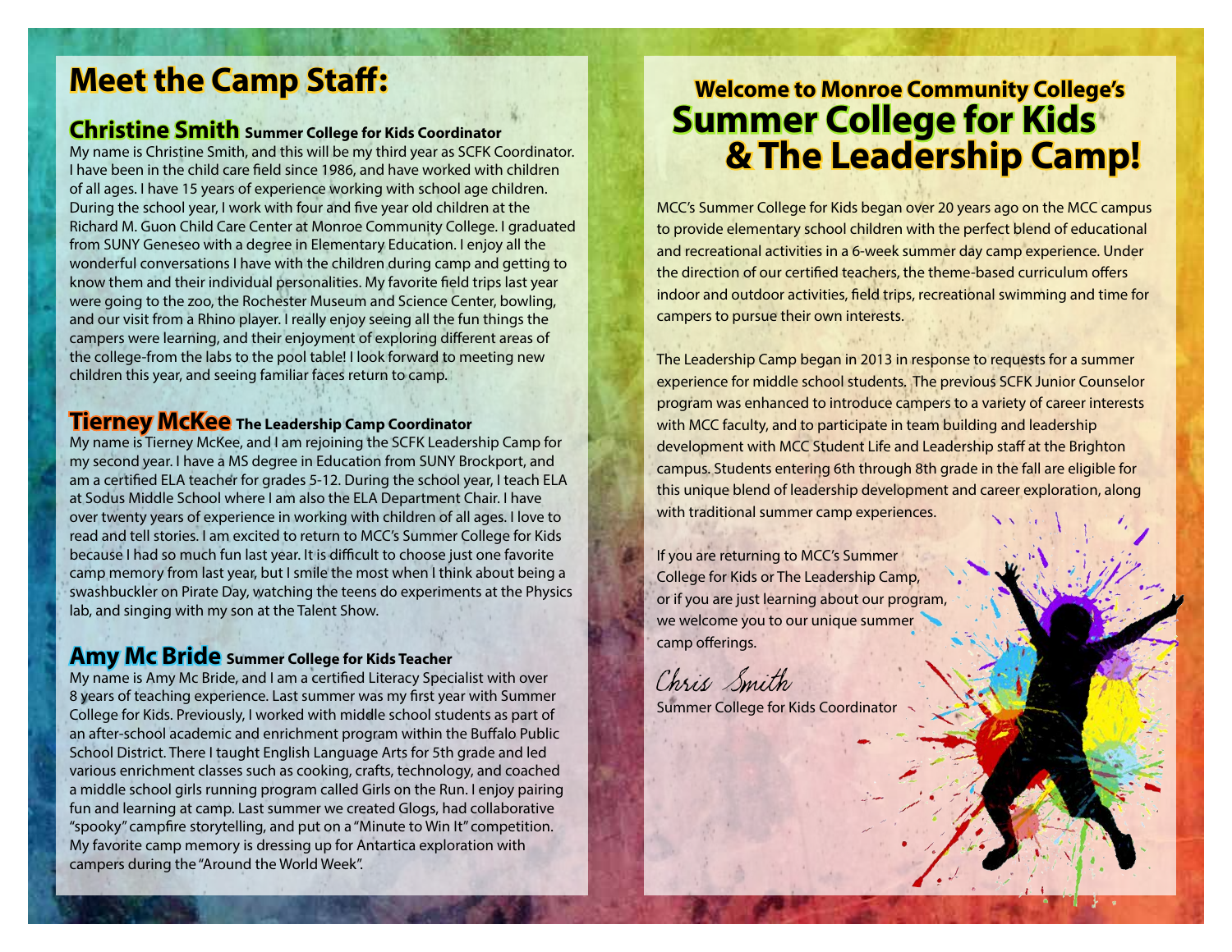# Meet the Camp Staff:

## Christine Smith **Summer College for Kids Coordinator**

My name is Christine Smith, and this will be my third year as SCFK Coordinator. I have been in the child care field since 1986, and have worked with children of all ages. I have 15 years of experience working with school age children. During the school year, I work with four and five year old children at the Richard M. Guon Child Care Center at Monroe Community College. I graduated from SUNY Geneseo with a degree in Elementary Education. I enjoy all the wonderful conversations I have with the children during camp and getting to know them and their individual personalities. My favorite field trips last year were going to the zoo, the Rochester Museum and Science Center, bowling, and our visit from a Rhino player. I really enjoy seeing all the fun things the campers were learning, and their enjoyment of exploring different areas of the college-from the labs to the pool table! I look forward to meeting new children this year, and seeing familiar faces return to camp.

## Tierney McKee **The Leadership Camp Coordinator**

My name is Tierney McKee, and I am rejoining the SCFK Leadership Camp for my second year. I have a MS degree in Education from SUNY Brockport, and am a certified ELA teacher for grades 5-12. During the school year, I teach ELA at Sodus Middle School where I am also the ELA Department Chair. I have over twenty years of experience in working with children of all ages. I love to read and tell stories. I am excited to return to MCC's Summer College for Kids because I had so much fun last year. It is difficult to choose just one favorite camp memory from last year, but I smile the most when I think about being a swashbuckler on Pirate Day, watching the teens do experiments at the Physics lab, and singing with my son at the Talent Show.

## Amy Mc Bride **Summer College for Kids Teacher**

My name is Amy Mc Bride, and I am a certified Literacy Specialist with over 8 years of teaching experience. Last summer was my first year with Summer College for Kids. Previously, I worked with middle school students as part of an after-school academic and enrichment program within the Buffalo Public School District. There I taught English Language Arts for 5th grade and led various enrichment classes such as cooking, crafts, technology, and coached a middle school girls running program called Girls on the Run. I enjoy pairing fun and learning at camp. Last summer we created Glogs, had collaborative "spooky" campfire storytelling, and put on a "Minute to Win It" competition. My favorite camp memory is dressing up for Antartica exploration with campers during the "Around the World Week".

### Welcome to Monroe Community College's

# Summer College for Kids & The Leadership Camp!

MCC's Summer College for Kids began over 20 years ago on the MCC campus to provide elementary school children with the perfect blend of educational and recreational activities in a 6-week summer day camp experience. Under the direction of our certified teachers, the theme-based curriculum offers indoor and outdoor activities, field trips, recreational swimming and time for campers to pursue their own interests.

The Leadership Camp began in 2013 in response to requests for a summer experience for middle school students. The previous SCFK Junior Counselor program was enhanced to introduce campers to a variety of career interests with MCC faculty, and to participate in team building and leadership development with MCC Student Life and Leadership staff at the Brighton campus. Students entering 6th through 8th grade in the fall are eligible for this unique blend of leadership development and career exploration, along with traditional summer camp experiences.

If you are returning to MCC's Summer College for Kids or The Leadership Camp, or if you are just learning about our program, we welcome you to our unique summer camp offerings.

*Chris Smith*

Summer College for Kids Coordinator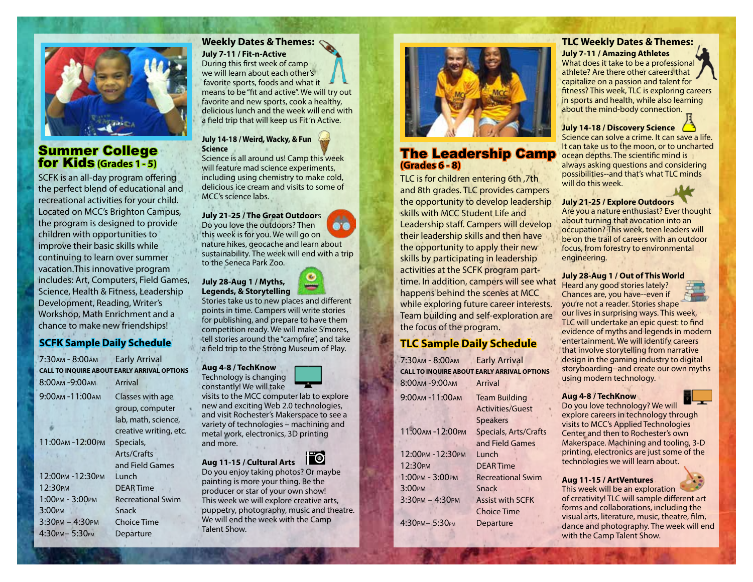## Summer College for Kids (Grades 1 - 5)

SCFK is an all-day program offering the perfect blend of educational and recreational activities for your child. Located on MCC's Brighton Campus, the program is designed to provide children with opportunities to improve their basic skills while continuing to learn over summer vacation.This innovative program includes: Art, Computers, Field Games, Science, Health & Fitness, Leadership Development, Reading, Writer's Workshop, Math Enrichment and a chance to make new friendships!

### SCFK Sample Daily Schedule

| | |
|---|---|
| 7:30AM - 8:00AM | Early Arrival |
| **CALL TO INQUIRE ABOUT EARLY ARRIVAL OPTIONS** | |
| 8:00AM -9:00AM | Arrival |
| 9:00AM -11:00AM | Classes with age group, computer lab, math, science, creative writing, etc. |
| 11:00AM -12:00PM | Specials, Arts/Crafts and Field Games |
| 12:00PM -12:30PM | Lunch |
| 12:30PM | DEAR Time |
| 1:00PM - 3:00PM | Recreational Swim |
| 3:00PM | Snack |
| 3:30PM – 4:30PM | Choice Time |
| 4:30PM– 5:30PM | Departure |

### Weekly Dates & Themes:

**July 7-11 / Fit-n-Active**
During this first week of camp we will learn about each other's favorite sports, foods and what it means to be "fit and active". We will try out favorite and new sports, cook a healthy, delicious lunch and the week will end with a field trip that will keep us Fit 'n Active.

**July 14-18 / Weird, Wacky, & Fun Science**
Science is all around us! Camp this week will feature mad science experiments, including using chemistry to make cold, delicious ice cream and visits to some of MCC's science labs.

**July 21-25 / The Great Outdoors**
Do you love the outdoors? Then this week is for you. We will go on nature hikes, geocache and learn about sustainability. The week will end with a trip to the Seneca Park Zoo.

**July 28-Aug 1 / Myths, Legends, & Storytelling**
Stories take us to new places and different points in time. Campers will write stories for publishing, and prepare to have them competition ready. We will make S'mores, tell stories around the "campfire", and take a field trip to the Strong Museum of Play.

**Aug 4-8 / TechKnow**
Technology is changing constantly! We will take visits to the MCC computer lab to explore new and exciting Web 2.0 technologies, and visit Rochester's Makerspace to see a variety of technologies – machining and metal work, electronics, 3D printing and more.

**Aug 11-15 / Cultural Arts**
Do you enjoy taking photos? Or maybe painting is more your thing. Be the producer or star of your own show! This week we will explore creative arts, puppetry, photography, music and theatre. We will end the week with the Camp Talent Show.

## The Leadership Camp (Grades 6 - 8)

TLC is for children entering 6th ,7th and 8th grades. TLC provides campers the opportunity to develop leadership skills with MCC Student Life and Leadership staff. Campers will develop their leadership skills and then have the opportunity to apply their new skills by participating in leadership activities at the SCFK program part-time. In addition, campers will see what happens behind the scenes at MCC while exploring future career interests. Team building and self-exploration are the focus of the program.

### TLC Sample Daily Schedule

| | |
|---|---|
| 7:30AM - 8:00AM | Early Arrival |
| **CALL TO INQUIRE ABOUT EARLY ARRIVAL OPTIONS** | |
| 8:00AM -9:00AM | Arrival |
| 9:00AM -11:00AM | Team Building Activities/Guest Speakers |
| 11:00AM -12:00PM | Specials, Arts/Crafts and Field Games |
| 12:00PM -12:30PM | Lunch |
| 12:30PM | DEAR Time |
| 1:00PM - 3:00PM | Recreational Swim |
| 3:00PM | Snack |
| 3:30PM – 4:30PM | Assist with SCFK Choice Time |
| 4:30PM– 5:30PM | Departure |

### TLC Weekly Dates & Themes:

**July 7-11 / Amazing Athletes**
What does it take to be a professional athlete? Are there other careers that capitalize on a passion and talent for fitness? This week, TLC is exploring careers in sports and health, while also learning about the mind-body connection.

**July 14-18 / Discovery Science**
Science can solve a crime. It can save a life. It can take us to the moon, or to uncharted ocean depths. The scientific mind is always asking questions and considering possibilities--and that's what TLC minds will do this week.

**July 21-25 / Explore Outdoors**
Are you a nature enthusiast? Ever thought about turning that avocation into an occupation? This week, teen leaders will be on the trail of careers with an outdoor focus, from forestry to environmental engineering.

**July 28-Aug 1 / Out of This World**
Heard any good stories lately? Chances are, you have--even if you're not a reader. Stories shape our lives in surprising ways. This week, TLC will undertake an epic quest: to find evidence of myths and legends in modern entertainment. We will identify careers that involve storytelling from narrative design in the gaming industry to digital storyboarding--and create our own myths using modern technology.

**Aug 4-8 / TechKnow**
Do you love technology? We will explore careers in technology through visits to MCC's Applied Technologies Center and then to Rochester's own Makerspace. Machining and tooling, 3-D printing, electronics are just some of the technologies we will learn about.

**Aug 11-15 / ArtVentures**
This week will be an exploration of creativity! TLC will sample different art forms and collaborations, including the visual arts, literature, music, theatre, film, dance and photography. The week will end with the Camp Talent Show.